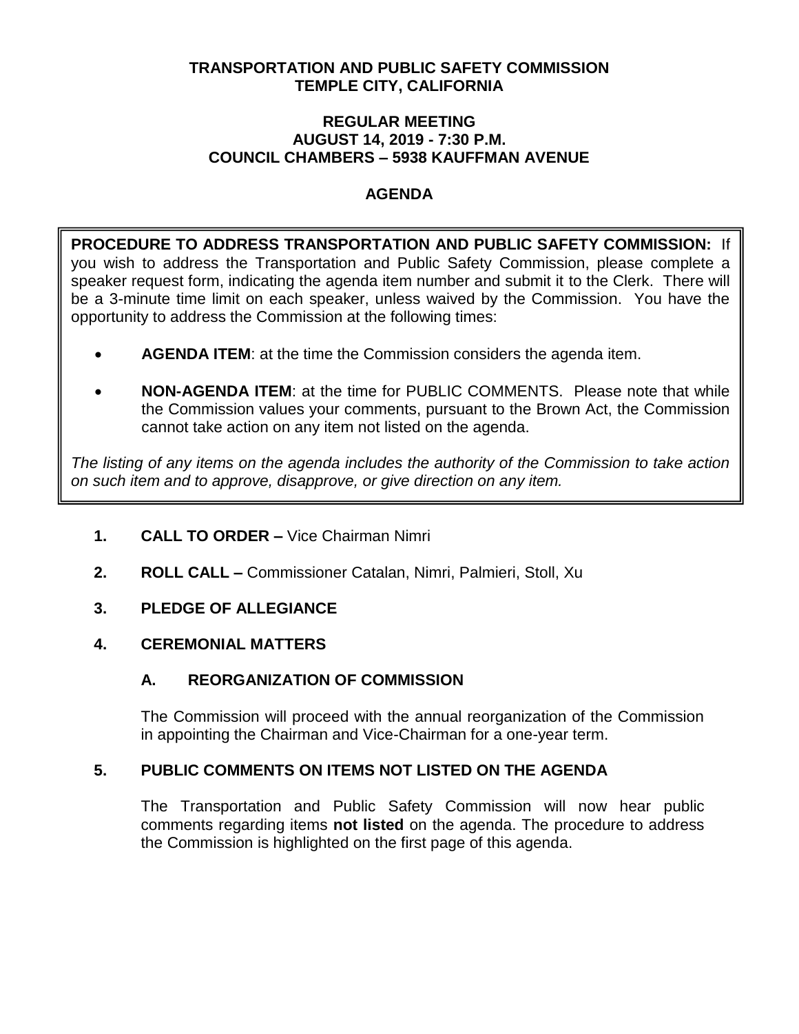**TRANSPORTATION AND PUBLIC SAFETY COMMISSION**
**TEMPLE CITY, CALIFORNIA**

**REGULAR MEETING**
**AUGUST 14, 2019 - 7:30 P.M.**
**COUNCIL CHAMBERS – 5938 KAUFFMAN AVENUE**

# AGENDA

**PROCEDURE TO ADDRESS TRANSPORTATION AND PUBLIC SAFETY COMMISSION:** If you wish to address the Transportation and Public Safety Commission, please complete a speaker request form, indicating the agenda item number and submit it to the Clerk. There will be a 3-minute time limit on each speaker, unless waived by the Commission. You have the opportunity to address the Commission at the following times:

- **AGENDA ITEM**: at the time the Commission considers the agenda item.
- **NON-AGENDA ITEM**: at the time for PUBLIC COMMENTS. Please note that while the Commission values your comments, pursuant to the Brown Act, the Commission cannot take action on any item not listed on the agenda.

*The listing of any items on the agenda includes the authority of the Commission to take action on such item and to approve, disapprove, or give direction on any item.*

**1. CALL TO ORDER –** Vice Chairman Nimri

**2. ROLL CALL –** Commissioner Catalan, Nimri, Palmieri, Stoll, Xu

**3. PLEDGE OF ALLEGIANCE**

**4. CEREMONIAL MATTERS**

**A. REORGANIZATION OF COMMISSION**

The Commission will proceed with the annual reorganization of the Commission in appointing the Chairman and Vice-Chairman for a one-year term.

**5. PUBLIC COMMENTS ON ITEMS NOT LISTED ON THE AGENDA**

The Transportation and Public Safety Commission will now hear public comments regarding items **not listed** on the agenda. The procedure to address the Commission is highlighted on the first page of this agenda.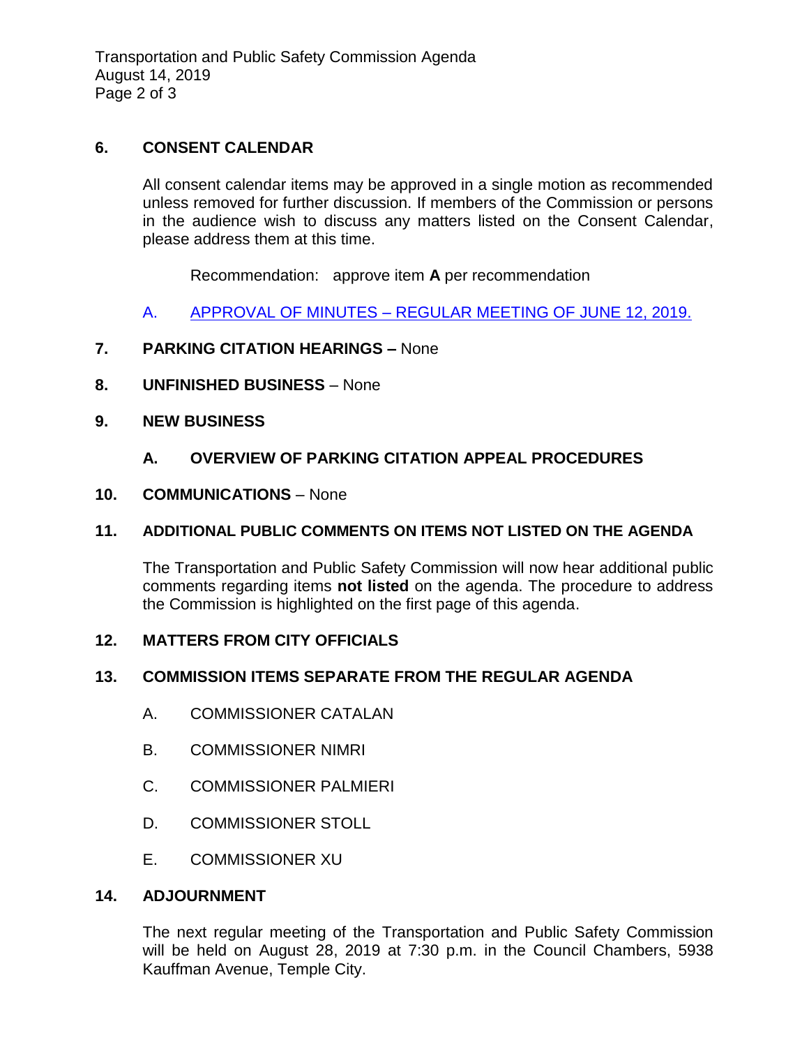## 6. CONSENT CALENDAR

All consent calendar items may be approved in a single motion as recommended unless removed for further discussion. If members of the Commission or persons in the audience wish to discuss any matters listed on the Consent Calendar, please address them at this time.

Recommendation: approve item **A** per recommendation

A. APPROVAL OF MINUTES – REGULAR MEETING OF JUNE 12, 2019.

## 7. PARKING CITATION HEARINGS – None

## 8. UNFINISHED BUSINESS – None

## 9. NEW BUSINESS

### A. OVERVIEW OF PARKING CITATION APPEAL PROCEDURES

## 10. COMMUNICATIONS – None

## 11. ADDITIONAL PUBLIC COMMENTS ON ITEMS NOT LISTED ON THE AGENDA

The Transportation and Public Safety Commission will now hear additional public comments regarding items **not listed** on the agenda. The procedure to address the Commission is highlighted on the first page of this agenda.

## 12. MATTERS FROM CITY OFFICIALS

## 13. COMMISSION ITEMS SEPARATE FROM THE REGULAR AGENDA

A. COMMISSIONER CATALAN

B. COMMISSIONER NIMRI

C. COMMISSIONER PALMIERI

D. COMMISSIONER STOLL

E. COMMISSIONER XU

## 14. ADJOURNMENT

The next regular meeting of the Transportation and Public Safety Commission will be held on August 28, 2019 at 7:30 p.m. in the Council Chambers, 5938 Kauffman Avenue, Temple City.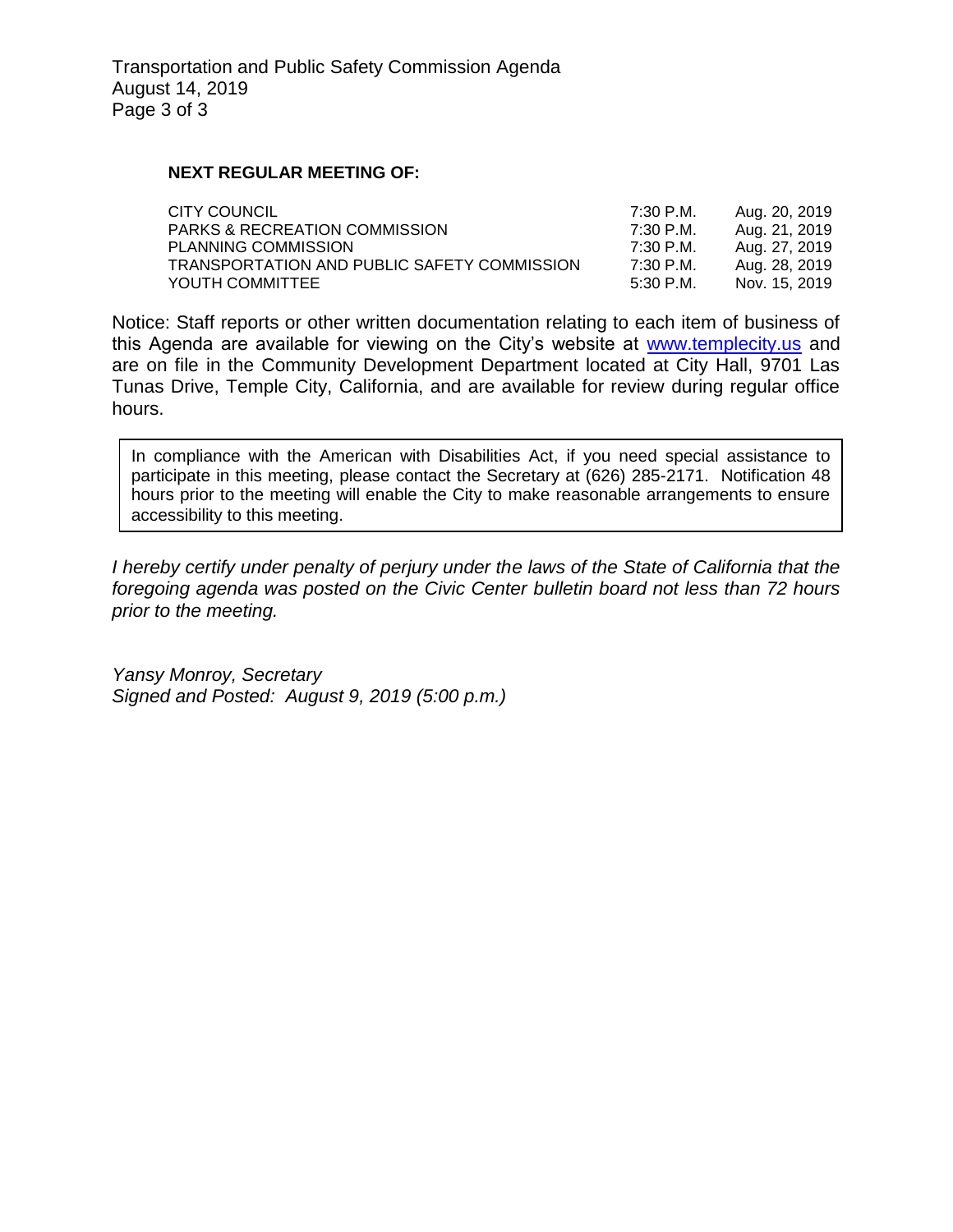**NEXT REGULAR MEETING OF:**

| | | |
|---|---|---|
| CITY COUNCIL | 7:30 P.M. | Aug. 20, 2019 |
| PARKS & RECREATION COMMISSION | 7:30 P.M. | Aug. 21, 2019 |
| PLANNING COMMISSION | 7:30 P.M. | Aug. 27, 2019 |
| TRANSPORTATION AND PUBLIC SAFETY COMMISSION | 7:30 P.M. | Aug. 28, 2019 |
| YOUTH COMMITTEE | 5:30 P.M. | Nov. 15, 2019 |

Notice: Staff reports or other written documentation relating to each item of business of this Agenda are available for viewing on the City's website at www.templecity.us and are on file in the Community Development Department located at City Hall, 9701 Las Tunas Drive, Temple City, California, and are available for review during regular office hours.

In compliance with the American with Disabilities Act, if you need special assistance to participate in this meeting, please contact the Secretary at (626) 285-2171. Notification 48 hours prior to the meeting will enable the City to make reasonable arrangements to ensure accessibility to this meeting.

*I hereby certify under penalty of perjury under the laws of the State of California that the foregoing agenda was posted on the Civic Center bulletin board not less than 72 hours prior to the meeting.*

*Yansy Monroy, Secretary*
*Signed and Posted: August 9, 2019 (5:00 p.m.)*